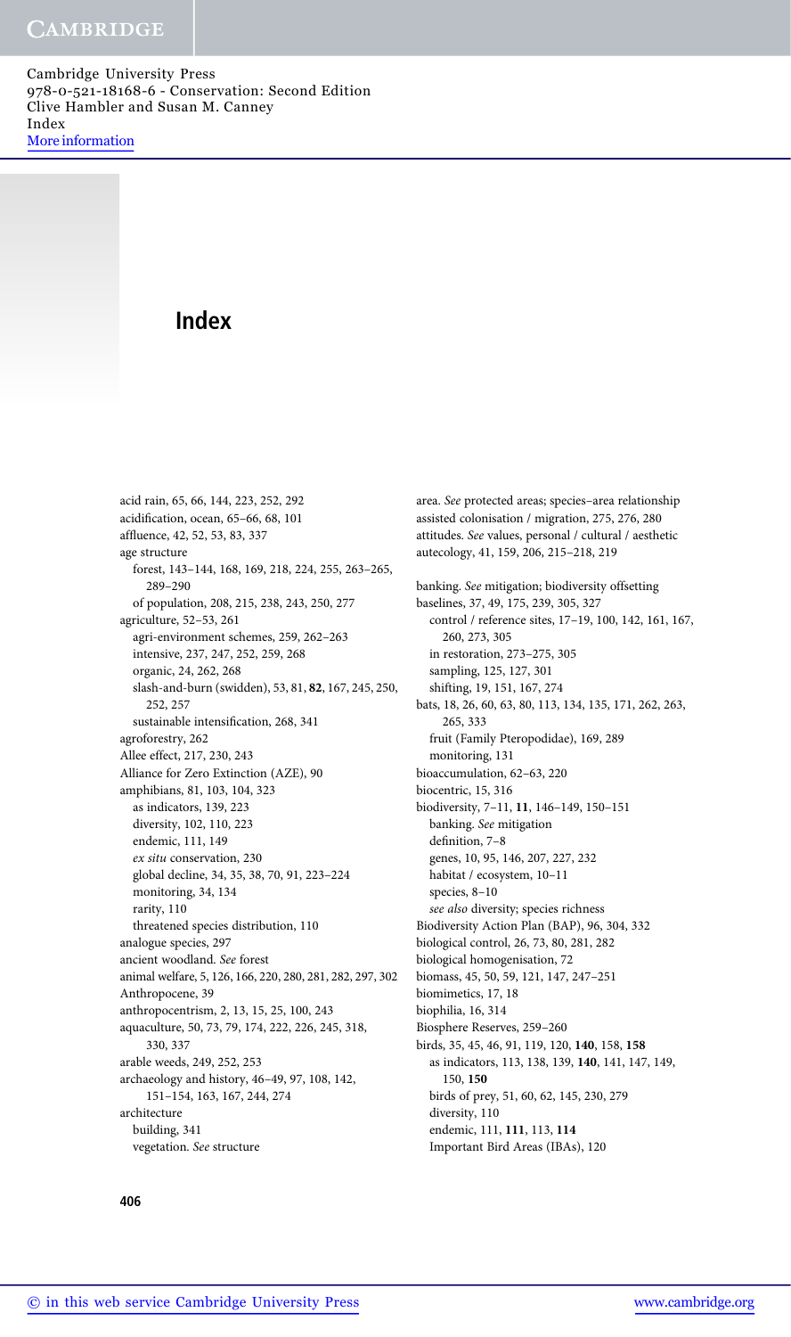# Index

acid rain, 65, 66, 144, 223, 252, 292
acidification, ocean, 65–66, 68, 101
affluence, 42, 52, 53, 83, 337
age structure
  forest, 143–144, 168, 169, 218, 224, 255, 263–265, 289–290
  of population, 208, 215, 238, 243, 250, 277
agriculture, 52–53, 261
  agri-environment schemes, 259, 262–263
  intensive, 237, 247, 252, 259, 268
  organic, 24, 262, 268
  slash-and-burn (swidden), 53, 81, **82**, 167, 245, 250, 252, 257
  sustainable intensification, 268, 341
agroforestry, 262
Allee effect, 217, 230, 243
Alliance for Zero Extinction (AZE), 90
amphibians, 81, 103, 104, 323
  as indicators, 139, 223
  diversity, 102, 110, 223
  endemic, 111, 149
  *ex situ* conservation, 230
  global decline, 34, 35, 38, 70, 91, 223–224
  monitoring, 34, 134
  rarity, 110
  threatened species distribution, 110
analogue species, 297
ancient woodland. *See* forest
animal welfare, 5, 126, 166, 220, 280, 281, 282, 297, 302
Anthropocene, 39
anthropocentrism, 2, 13, 15, 25, 100, 243
aquaculture, 50, 73, 79, 174, 222, 226, 245, 318, 330, 337
arable weeds, 249, 252, 253
archaeology and history, 46–49, 97, 108, 142, 151–154, 163, 167, 244, 274
architecture
  building, 341
  vegetation. *See* structure
area. *See* protected areas; species–area relationship
assisted colonisation / migration, 275, 276, 280
attitudes. *See* values, personal / cultural / aesthetic
autecology, 41, 159, 206, 215–218, 219

banking. *See* mitigation; biodiversity offsetting
baselines, 37, 49, 175, 239, 305, 327
  control / reference sites, 17–19, 100, 142, 161, 167, 260, 273, 305
  in restoration, 273–275, 305
  sampling, 125, 127, 301
  shifting, 19, 151, 167, 274
bats, 18, 26, 60, 63, 80, 113, 134, 135, 171, 262, 263, 265, 333
  fruit (Family Pteropodidae), 169, 289
  monitoring, 131
bioaccumulation, 62–63, 220
biocentric, 15, 316
biodiversity, 7–11, **11**, 146–149, 150–151
  banking. *See* mitigation
  definition, 7–8
  genes, 10, 95, 146, 207, 227, 232
  habitat / ecosystem, 10–11
  species, 8–10
  *see also* diversity; species richness
Biodiversity Action Plan (BAP), 96, 304, 332
biological control, 26, 73, 80, 281, 282
biological homogenisation, 72
biomass, 45, 50, 59, 121, 147, 247–251
biomimetics, 17, 18
biophilia, 16, 314
Biosphere Reserves, 259–260
birds, 35, 45, 46, 91, 119, 120, **140**, 158, **158**
  as indicators, 113, 138, 139, **140**, 141, 147, 149, 150, **150**
  birds of prey, 51, 60, 62, 145, 230, 279
  diversity, 110
  endemic, 111, **111**, 113, **114**
  Important Bird Areas (IBAs), 120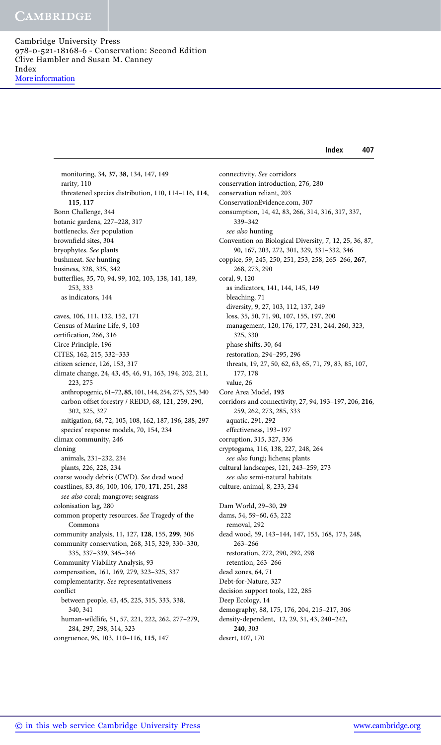monitoring, 34, **37**, **38**, 134, 147, 149
rarity, 110
threatened species distribution, 110, 114–116, **114**, **115**, **117**

Bonn Challenge, 344
botanic gardens, 227–228, 317
bottlenecks. *See* population
brownfield sites, 304
bryophytes. *See* plants
bushmeat. *See* hunting
business, 328, 335, 342
butterflies, 35, 70, 94, 99, 102, 103, 138, 141, 189, 253, 333
as indicators, 144

caves, 106, 111, 132, 152, 171
Census of Marine Life, 9, 103
certification, 266, 316
Circe Principle, 196
CITES, 162, 215, 332–333
citizen science, 126, 153, 317
climate change, 24, 43, 45, 46, 91, 163, 194, 202, 211, 223, 275
anthropogenic, 61–72, **85**, 101, 144, 254, 275, 325, 340
carbon offset forestry / REDD, 68, 121, 259, 290, 302, 325, 327
mitigation, 68, 72, 105, 108, 162, 187, 196, 288, 297
species' response models, 70, 154, 234
climax community, 246
cloning
animals, 231–232, 234
plants, 226, 228, 234
coarse woody debris (CWD). *See* dead wood
coastlines, 83, 86, 100, 106, 170, **171**, 251, 288
*see also* coral; mangrove; seagrass
colonisation lag, 280
common property resources. *See* Tragedy of the Commons
community analysis, 11, 127, **128**, 155, **299**, 306
community conservation, 268, 315, 329, 330–330, 335, 337–339, 345–346
Community Viability Analysis, 93
compensation, 161, 169, 279, 323–325, 337
complementarity. *See* representativeness
conflict
between people, 43, 45, 225, 315, 333, 338, 340, 341
human-wildlife, 51, 57, 221, 222, 262, 277–279, 284, 297, 298, 314, 323
congruence, 96, 103, 110–116, **115**, 147

connectivity. *See* corridors
conservation introduction, 276, 280
conservation reliant, 203
ConservationEvidence.com, 307
consumption, 14, 42, 83, 266, 314, 316, 317, 337, 339–342
*see also* hunting
Convention on Biological Diversity, 7, 12, 25, 36, 87, 90, 167, 203, 272, 301, 329, 331–332, 346
coppice, 59, 245, 250, 251, 253, 258, 265–266, **267**, 268, 273, 290
coral, 9, 120
as indicators, 141, 144, 145, 149
bleaching, 71
diversity, 9, 27, 103, 112, 137, 249
loss, 35, 50, 71, 90, 107, 155, 197, 200
management, 120, 176, 177, 231, 244, 260, 323, 325, 330
phase shifts, 30, 64
restoration, 294–295, 296
threats, 19, 27, 50, 62, 63, 65, 71, 79, 83, 85, 107, 177, 178
value, 26
Core Area Model, **193**
corridors and connectivity, 27, 94, 193–197, 206, **216**, 259, 262, 273, 285, 333
aquatic, 291, 292
effectiveness, 193–197
corruption, 315, 327, 336
cryptogams, 116, 138, 227, 248, 264
*see also* fungi; lichens; plants
cultural landscapes, 121, 243–259, 273
*see also* semi-natural habitats
culture, animal, 8, 233, 234

Dam World, 29–30, **29**
dams, 54, 59–60, 63, 222
removal, 292
dead wood, 59, 143–144, 147, 155, 168, 173, 248, 263–266
restoration, 272, 290, 292, 298
retention, 263–266
dead zones, 64, 71
Debt-for-Nature, 327
decision support tools, 122, 285
Deep Ecology, 14
demography, 88, 175, 176, 204, 215–217, 306
density-dependent, 12, 29, 31, 43, 240–242, **240**, 303
desert, 107, 170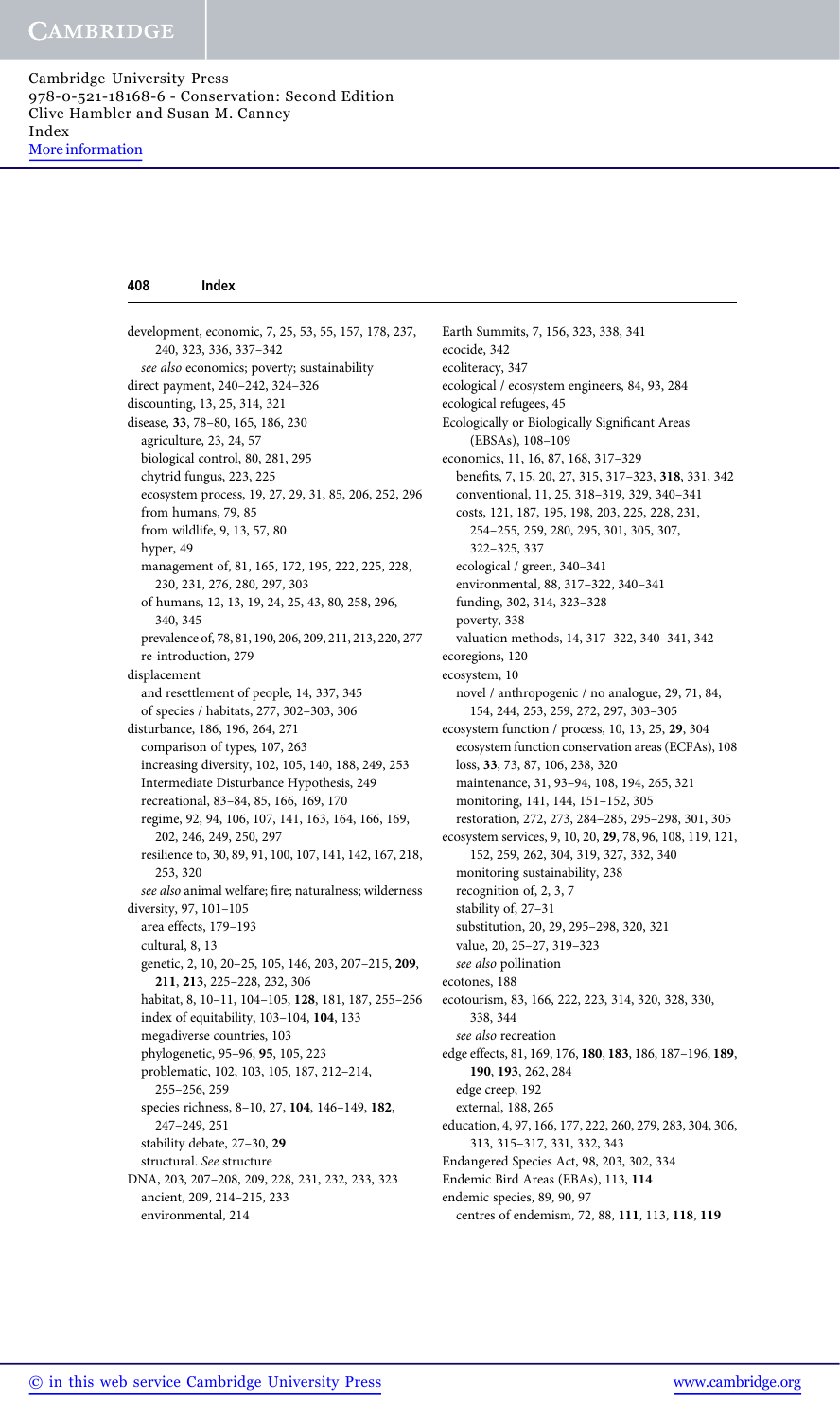development, economic, 7, 25, 53, 55, 157, 178, 237, 240, 323, 336, 337–342
  *see also* economics; poverty; sustainability
direct payment, 240–242, 324–326
discounting, 13, 25, 314, 321
disease, **33**, 78–80, 165, 186, 230
  agriculture, 23, 24, 57
  biological control, 80, 281, 295
  chytrid fungus, 223, 225
  ecosystem process, 19, 27, 29, 31, 85, 206, 252, 296
  from humans, 79, 85
  from wildlife, 9, 13, 57, 80
  hyper, 49
  management of, 81, 165, 172, 195, 222, 225, 228, 230, 231, 276, 280, 297, 303
  of humans, 12, 13, 19, 24, 25, 43, 80, 258, 296, 340, 345
  prevalence of, 78, 81, 190, 206, 209, 211, 213, 220, 277
  re-introduction, 279
displacement
  and resettlement of people, 14, 337, 345
  of species / habitats, 277, 302–303, 306
disturbance, 186, 196, 264, 271
  comparison of types, 107, 263
  increasing diversity, 102, 105, 140, 188, 249, 253
  Intermediate Disturbance Hypothesis, 249
  recreational, 83–84, 85, 166, 169, 170
  regime, 92, 94, 106, 107, 141, 163, 164, 166, 169, 202, 246, 249, 250, 297
  resilience to, 30, 89, 91, 100, 107, 141, 142, 167, 218, 253, 320
  *see also* animal welfare; fire; naturalness; wilderness
diversity, 97, 101–105
  area effects, 179–193
  cultural, 8, 13
  genetic, 2, 10, 20–25, 105, 146, 203, 207–215, **209**, **211**, **213**, 225–228, 232, 306
  habitat, 8, 10–11, 104–105, **128**, 181, 187, 255–256
  index of equitability, 103–104, **104**, 133
  megadiverse countries, 103
  phylogenetic, 95–96, **95**, 105, 223
  problematic, 102, 103, 105, 187, 212–214, 255–256, 259
  species richness, 8–10, 27, **104**, 146–149, **182**, 247–249, 251
  stability debate, 27–30, **29**
  structural. *See* structure
DNA, 203, 207–208, 209, 228, 231, 232, 233, 323
  ancient, 209, 214–215, 233
  environmental, 214
Earth Summits, 7, 156, 323, 338, 341
ecocide, 342
ecoliteracy, 347
ecological / ecosystem engineers, 84, 93, 284
ecological refugees, 45
Ecologically or Biologically Significant Areas (EBSAs), 108–109
economics, 11, 16, 87, 168, 317–329
  benefits, 7, 15, 20, 27, 315, 317–323, **318**, 331, 342
  conventional, 11, 25, 318–319, 329, 340–341
  costs, 121, 187, 195, 198, 203, 225, 228, 231, 254–255, 259, 280, 295, 301, 305, 307, 322–325, 337
  ecological / green, 340–341
  environmental, 88, 317–322, 340–341
  funding, 302, 314, 323–328
  poverty, 338
  valuation methods, 14, 317–322, 340–341, 342
ecoregions, 120
ecosystem, 10
  novel / anthropogenic / no analogue, 29, 71, 84, 154, 244, 253, 259, 272, 297, 303–305
ecosystem function / process, 10, 13, 25, **29**, 304
  ecosystem function conservation areas (ECFAs), 108
  loss, **33**, 73, 87, 106, 238, 320
  maintenance, 31, 93–94, 108, 194, 265, 321
  monitoring, 141, 144, 151–152, 305
  restoration, 272, 273, 284–285, 295–298, 301, 305
ecosystem services, 9, 10, 20, **29**, 78, 96, 108, 119, 121, 152, 259, 262, 304, 319, 327, 332, 340
  monitoring sustainability, 238
  recognition of, 2, 3, 7
  stability of, 27–31
  substitution, 20, 29, 295–298, 320, 321
  value, 20, 25–27, 319–323
  *see also* pollination
ecotones, 188
ecotourism, 83, 166, 222, 223, 314, 320, 328, 330, 338, 344
  *see also* recreation
edge effects, 81, 169, 176, **180**, **183**, 186, 187–196, **189**, **190**, **193**, 262, 284
  edge creep, 192
  external, 188, 265
education, 4, 97, 166, 177, 222, 260, 279, 283, 304, 306, 313, 315–317, 331, 332, 343
Endangered Species Act, 98, 203, 302, 334
Endemic Bird Areas (EBAs), 113, **114**
endemic species, 89, 90, 97
  centres of endemism, 72, 88, **111**, 113, **118**, **119**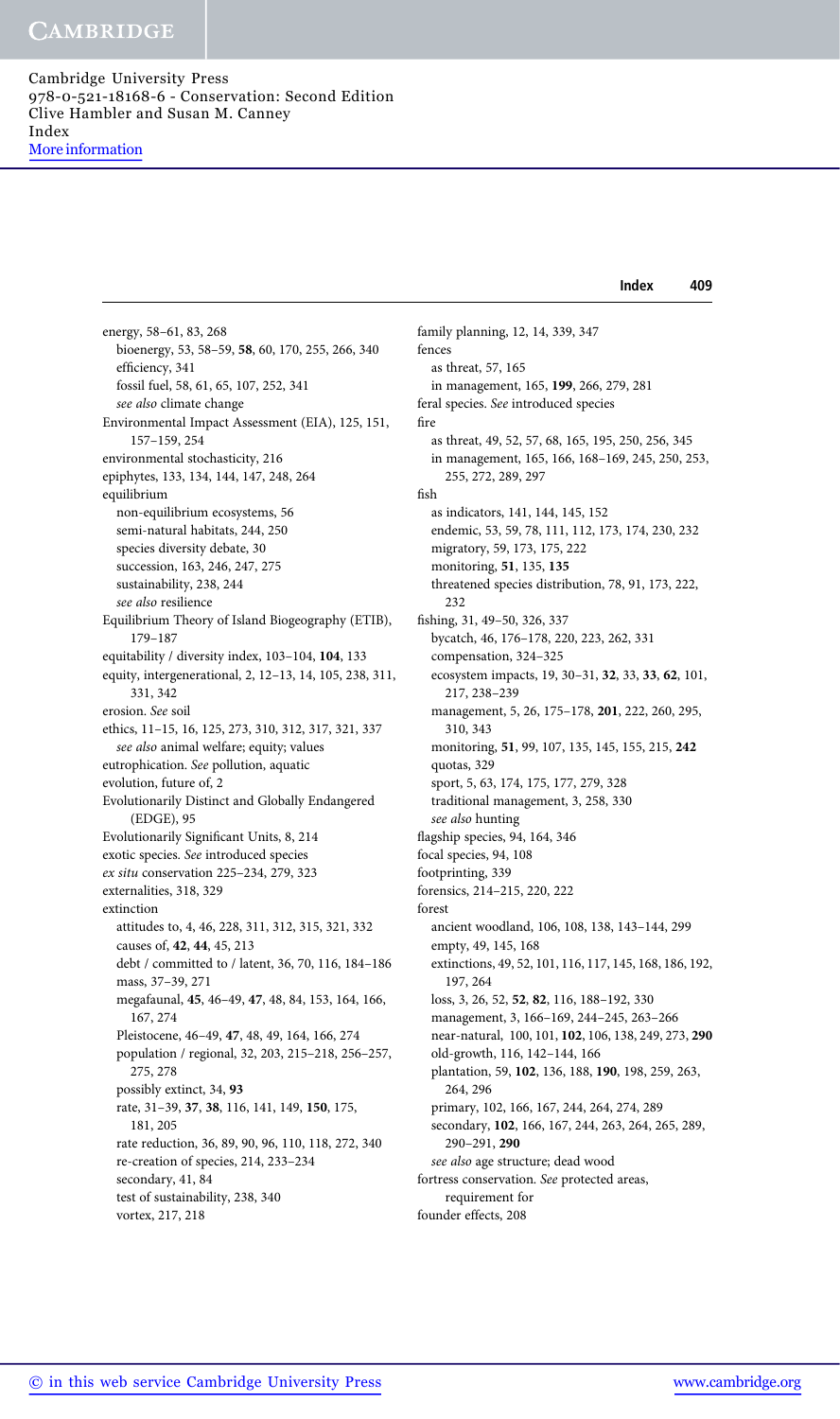energy, 58–61, 83, 268
  bioenergy, 53, 58–59, **58**, 60, 170, 255, 266, 340
  efficiency, 341
  fossil fuel, 58, 61, 65, 107, 252, 341
  *see also* climate change
Environmental Impact Assessment (EIA), 125, 151, 157–159, 254
environmental stochasticity, 216
epiphytes, 133, 134, 144, 147, 248, 264
equilibrium
  non-equilibrium ecosystems, 56
  semi-natural habitats, 244, 250
  species diversity debate, 30
  succession, 163, 246, 247, 275
  sustainability, 238, 244
  *see also* resilience
Equilibrium Theory of Island Biogeography (ETIB), 179–187
equitability / diversity index, 103–104, **104**, 133
equity, intergenerational, 2, 12–13, 14, 105, 238, 311, 331, 342
erosion. *See* soil
ethics, 11–15, 16, 125, 273, 310, 312, 317, 321, 337
  *see also* animal welfare; equity; values
eutrophication. *See* pollution, aquatic
evolution, future of, 2
Evolutionarily Distinct and Globally Endangered (EDGE), 95
Evolutionarily Significant Units, 8, 214
exotic species. *See* introduced species
*ex situ* conservation 225–234, 279, 323
externalities, 318, 329
extinction
  attitudes to, 4, 46, 228, 311, 312, 315, 321, 332
  causes of, **42**, **44**, 45, 213
  debt / committed to / latent, 36, 70, 116, 184–186
  mass, 37–39, 271
  megafaunal, **45**, 46–49, **47**, 48, 84, 153, 164, 166, 167, 274
  Pleistocene, 46–49, **47**, 48, 49, 164, 166, 274
  population / regional, 32, 203, 215–218, 256–257, 275, 278
  possibly extinct, 34, **93**
  rate, 31–39, **37**, **38**, 116, 141, 149, **150**, 175, 181, 205
  rate reduction, 36, 89, 90, 96, 110, 118, 272, 340
  re-creation of species, 214, 233–234
  secondary, 41, 84
  test of sustainability, 238, 340
  vortex, 217, 218

family planning, 12, 14, 339, 347
fences
  as threat, 57, 165
  in management, 165, **199**, 266, 279, 281
feral species. *See* introduced species
fire
  as threat, 49, 52, 57, 68, 165, 195, 250, 256, 345
  in management, 165, 166, 168–169, 245, 250, 253, 255, 272, 289, 297
fish
  as indicators, 141, 144, 145, 152
  endemic, 53, 59, 78, 111, 112, 173, 174, 230, 232
  migratory, 59, 173, 175, 222
  monitoring, **51**, 135, **135**
  threatened species distribution, 78, 91, 173, 222, 232
fishing, 31, 49–50, 326, 337
  bycatch, 46, 176–178, 220, 223, 262, 331
  compensation, 324–325
  ecosystem impacts, 19, 30–31, **32**, 33, **33**, **62**, 101, 217, 238–239
  management, 5, 26, 175–178, **201**, 222, 260, 295, 310, 343
  monitoring, **51**, 99, 107, 135, 145, 155, 215, **242**
  quotas, 329
  sport, 5, 63, 174, 175, 177, 279, 328
  traditional management, 3, 258, 330
  *see also* hunting
flagship species, 94, 164, 346
focal species, 94, 108
footprinting, 339
forensics, 214–215, 220, 222
forest
  ancient woodland, 106, 108, 138, 143–144, 299
  empty, 49, 145, 168
  extinctions, 49, 52, 101, 116, 117, 145, 168, 186, 192, 197, 264
  loss, 3, 26, 52, **52**, **82**, 116, 188–192, 330
  management, 3, 166–169, 244–245, 263–266
  near-natural, 100, 101, **102**, 106, 138, 249, 273, **290**
  old-growth, 116, 142–144, 166
  plantation, 59, **102**, 136, 188, **190**, 198, 259, 263, 264, 296
  primary, 102, 166, 167, 244, 264, 274, 289
  secondary, **102**, 166, 167, 244, 263, 264, 265, 289, 290–291, **290**
  *see also* age structure; dead wood
fortress conservation. *See* protected areas, requirement for
founder effects, 208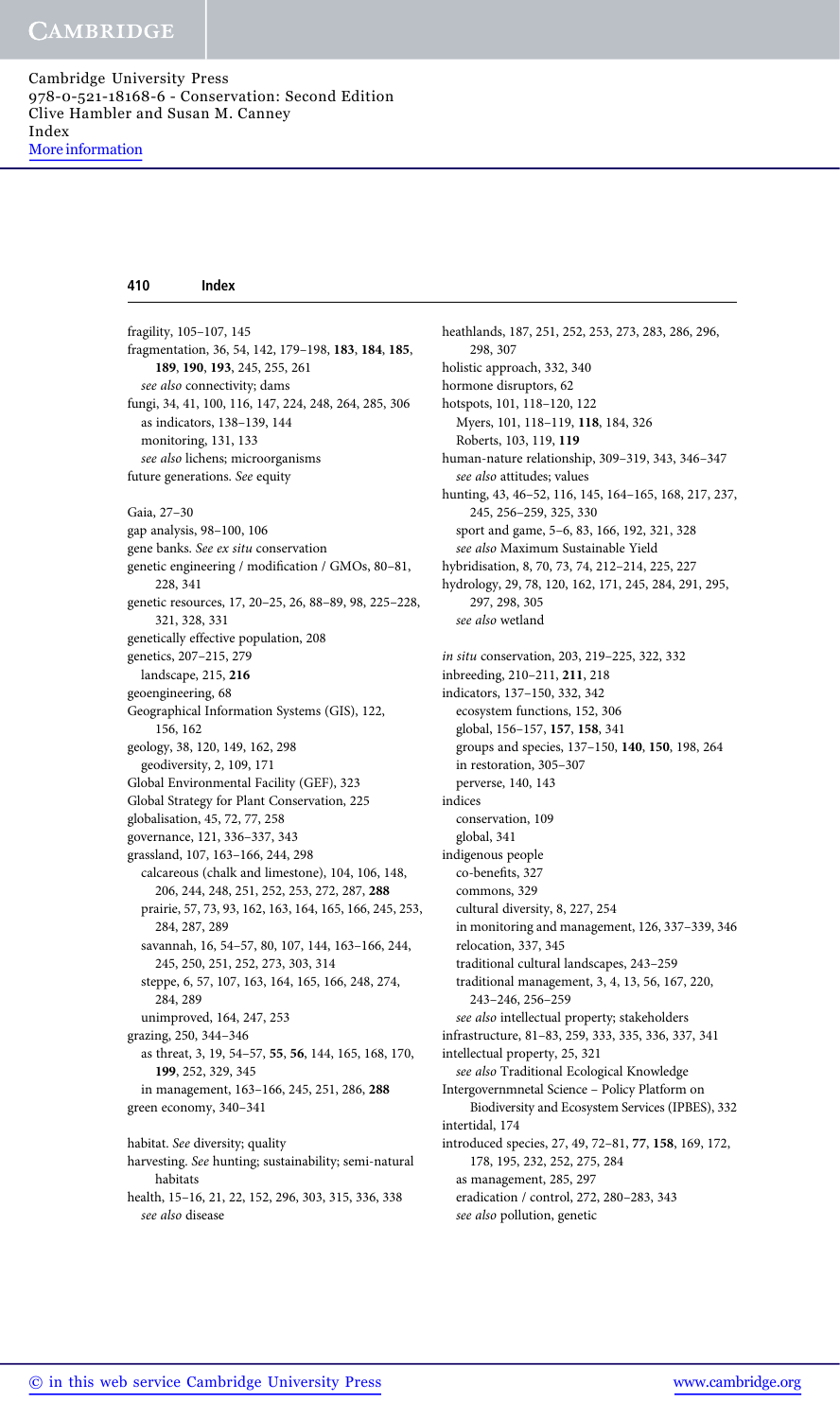fragility, 105–107, 145
fragmentation, 36, 54, 142, 179–198, **183**, **184**, **185**, **189**, **190**, **193**, 245, 255, 261
 *see also* connectivity; dams
fungi, 34, 41, 100, 116, 147, 224, 248, 264, 285, 306
 as indicators, 138–139, 144
 monitoring, 131, 133
 *see also* lichens; microorganisms
future generations. *See* equity

Gaia, 27–30
gap analysis, 98–100, 106
gene banks. *See ex situ* conservation
genetic engineering / modification / GMOs, 80–81, 228, 341
genetic resources, 17, 20–25, 26, 88–89, 98, 225–228, 321, 328, 331
genetically effective population, 208
genetics, 207–215, 279
 landscape, 215, **216**
geoengineering, 68
Geographical Information Systems (GIS), 122, 156, 162
geology, 38, 120, 149, 162, 298
 geodiversity, 2, 109, 171
Global Environmental Facility (GEF), 323
Global Strategy for Plant Conservation, 225
globalisation, 45, 72, 77, 258
governance, 121, 336–337, 343
grassland, 107, 163–166, 244, 298
 calcareous (chalk and limestone), 104, 106, 148, 206, 244, 248, 251, 252, 253, 272, 287, **288**
 prairie, 57, 73, 93, 162, 163, 164, 165, 166, 245, 253, 284, 287, 289
 savannah, 16, 54–57, 80, 107, 144, 163–166, 244, 245, 250, 251, 252, 273, 303, 314
 steppe, 6, 57, 107, 163, 164, 165, 166, 248, 274, 284, 289
 unimproved, 164, 247, 253
grazing, 250, 344–346
 as threat, 3, 19, 54–57, **55**, **56**, 144, 165, 168, 170, **199**, 252, 329, 345
 in management, 163–166, 245, 251, 286, **288**
green economy, 340–341

habitat. *See* diversity; quality
harvesting. *See* hunting; sustainability; semi-natural habitats
health, 15–16, 21, 22, 152, 296, 303, 315, 336, 338
 *see also* disease
heathlands, 187, 251, 252, 253, 273, 283, 286, 296, 298, 307
holistic approach, 332, 340
hormone disruptors, 62
hotspots, 101, 118–120, 122
 Myers, 101, 118–119, **118**, 184, 326
 Roberts, 103, 119, **119**
human-nature relationship, 309–319, 343, 346–347
 *see also* attitudes; values
hunting, 43, 46–52, 116, 145, 164–165, 168, 217, 237, 245, 256–259, 325, 330
 sport and game, 5–6, 83, 166, 192, 321, 328
 *see also* Maximum Sustainable Yield
hybridisation, 8, 70, 73, 74, 212–214, 225, 227
hydrology, 29, 78, 120, 162, 171, 245, 284, 291, 295, 297, 298, 305
 *see also* wetland

*in situ* conservation, 203, 219–225, 322, 332
inbreeding, 210–211, **211**, 218
indicators, 137–150, 332, 342
 ecosystem functions, 152, 306
 global, 156–157, **157**, **158**, 341
 groups and species, 137–150, **140**, **150**, 198, 264
 in restoration, 305–307
 perverse, 140, 143
indices
 conservation, 109
 global, 341
indigenous people
 co-benefits, 327
 commons, 329
 cultural diversity, 8, 227, 254
 in monitoring and management, 126, 337–339, 346
 relocation, 337, 345
 traditional cultural landscapes, 243–259
 traditional management, 3, 4, 13, 56, 167, 220, 243–246, 256–259
 *see also* intellectual property; stakeholders
infrastructure, 81–83, 259, 333, 335, 336, 337, 341
intellectual property, 25, 321
 *see also* Traditional Ecological Knowledge
Intergovernmnetal Science – Policy Platform on Biodiversity and Ecosystem Services (IPBES), 332
intertidal, 174
introduced species, 27, 49, 72–81, **77**, **158**, 169, 172, 178, 195, 232, 252, 275, 284
 as management, 285, 297
 eradication / control, 272, 280–283, 343
 *see also* pollution, genetic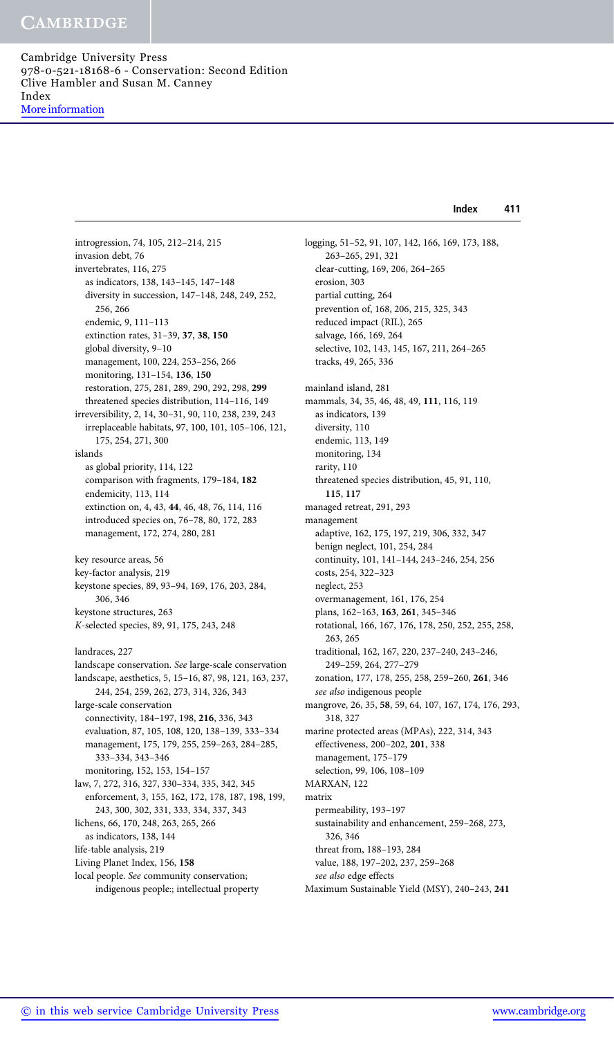introgression, 74, 105, 212–214, 215
invasion debt, 76
invertebrates, 116, 275
  as indicators, 138, 143–145, 147–148
  diversity in succession, 147–148, 248, 249, 252, 256, 266
  endemic, 9, 111–113
  extinction rates, 31–39, **37**, **38**, **150**
  global diversity, 9–10
  management, 100, 224, 253–256, 266
  monitoring, 131–154, **136**, **150**
  restoration, 275, 281, 289, 290, 292, 298, **299**
  threatened species distribution, 114–116, 149
irreversibility, 2, 14, 30–31, 90, 110, 238, 239, 243
  irreplaceable habitats, 97, 100, 101, 105–106, 121, 175, 254, 271, 300
islands
  as global priority, 114, 122
  comparison with fragments, 179–184, **182**
  endemicity, 113, 114
  extinction on, 4, 43, **44**, 46, 48, 76, 114, 116
  introduced species on, 76–78, 80, 172, 283
  management, 172, 274, 280, 281

key resource areas, 56
key-factor analysis, 219
keystone species, 89, 93–94, 169, 176, 203, 284, 306, 346
keystone structures, 263
*K*-selected species, 89, 91, 175, 243, 248

landraces, 227
landscape conservation. *See* large-scale conservation
landscape, aesthetics, 5, 15–16, 87, 98, 121, 163, 237, 244, 254, 259, 262, 273, 314, 326, 343
large-scale conservation
  connectivity, 184–197, 198, **216**, 336, 343
  evaluation, 87, 105, 108, 120, 138–139, 333–334
  management, 175, 179, 255, 259–263, 284–285, 333–334, 343–346
  monitoring, 152, 153, 154–157
law, 7, 272, 316, 327, 330–334, 335, 342, 345
  enforcement, 3, 155, 162, 172, 178, 187, 198, 199, 243, 300, 302, 331, 333, 334, 337, 343
lichens, 66, 170, 248, 263, 265, 266
  as indicators, 138, 144
life-table analysis, 219
Living Planet Index, 156, **158**
local people. *See* community conservation; indigenous people:; intellectual property

logging, 51–52, 91, 107, 142, 166, 169, 173, 188, 263–265, 291, 321
  clear-cutting, 169, 206, 264–265
  erosion, 303
  partial cutting, 264
  prevention of, 168, 206, 215, 325, 343
  reduced impact (RIL), 265
  salvage, 166, 169, 264
  selective, 102, 143, 145, 167, 211, 264–265
  tracks, 49, 265, 336

mainland island, 281
mammals, 34, 35, 46, 48, 49, **111**, 116, 119
  as indicators, 139
  diversity, 110
  endemic, 113, 149
  monitoring, 134
  rarity, 110
  threatened species distribution, 45, 91, 110, **115**, **117**
managed retreat, 291, 293
management
  adaptive, 162, 175, 197, 219, 306, 332, 347
  benign neglect, 101, 254, 284
  continuity, 101, 141–144, 243–246, 254, 256
  costs, 254, 322–323
  neglect, 253
  overmanagement, 161, 176, 254
  plans, 162–163, **163**, **261**, 345–346
  rotational, 166, 167, 176, 178, 250, 252, 255, 258, 263, 265
  traditional, 162, 167, 220, 237–240, 243–246, 249–259, 264, 277–279
  zonation, 177, 178, 255, 258, 259–260, **261**, 346
  *see also* indigenous people
mangrove, 26, 35, **58**, 59, 64, 107, 167, 174, 176, 293, 318, 327
marine protected areas (MPAs), 222, 314, 343
  effectiveness, 200–202, **201**, 338
  management, 175–179
  selection, 99, 106, 108–109
MARXAN, 122
matrix
  permeability, 193–197
  sustainability and enhancement, 259–268, 273, 326, 346
  threat from, 188–193, 284
  value, 188, 197–202, 237, 259–268
  *see also* edge effects
Maximum Sustainable Yield (MSY), 240–243, **241**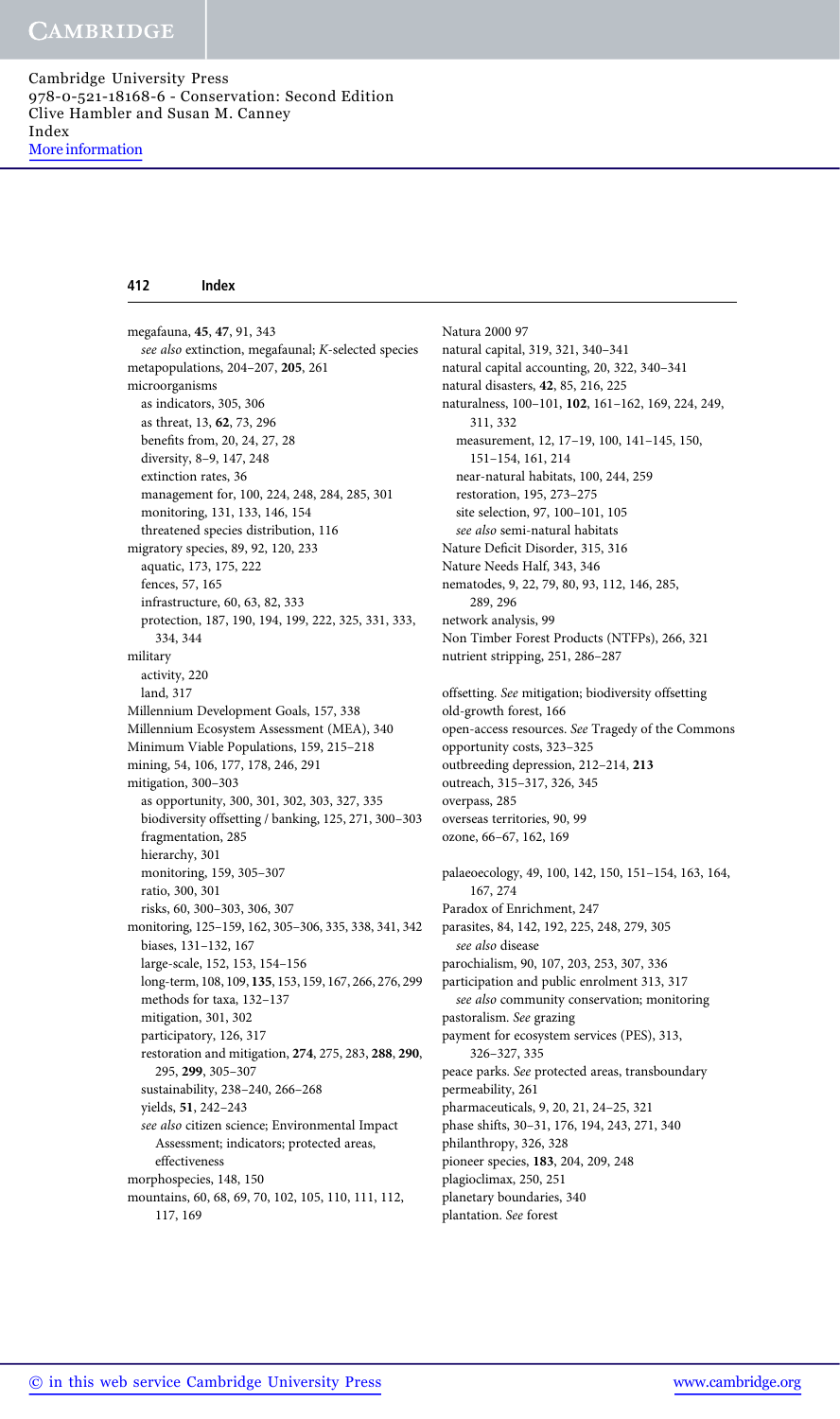megafauna, **45**, **47**, 91, 343
  *see also* extinction, megafaunal; *K*-selected species
metapopulations, 204–207, **205**, 261
microorganisms
  as indicators, 305, 306
  as threat, 13, **62**, 73, 296
  benefits from, 20, 24, 27, 28
  diversity, 8–9, 147, 248
  extinction rates, 36
  management for, 100, 224, 248, 284, 285, 301
  monitoring, 131, 133, 146, 154
  threatened species distribution, 116
migratory species, 89, 92, 120, 233
  aquatic, 173, 175, 222
  fences, 57, 165
  infrastructure, 60, 63, 82, 333
  protection, 187, 190, 194, 199, 222, 325, 331, 333, 334, 344
military
  activity, 220
  land, 317
Millennium Development Goals, 157, 338
Millennium Ecosystem Assessment (MEA), 340
Minimum Viable Populations, 159, 215–218
mining, 54, 106, 177, 178, 246, 291
mitigation, 300–303
  as opportunity, 300, 301, 302, 303, 327, 335
  biodiversity offsetting / banking, 125, 271, 300–303
  fragmentation, 285
  hierarchy, 301
  monitoring, 159, 305–307
  ratio, 300, 301
  risks, 60, 300–303, 306, 307
monitoring, 125–159, 162, 305–306, 335, 338, 341, 342
  biases, 131–132, 167
  large-scale, 152, 153, 154–156
  long-term, 108, 109, **135**, 153, 159, 167, 266, 276, 299
  methods for taxa, 132–137
  mitigation, 301, 302
  participatory, 126, 317
  restoration and mitigation, **274**, 275, 283, **288**, **290**, 295, **299**, 305–307
  sustainability, 238–240, 266–268
  yields, **51**, 242–243
  *see also* citizen science; Environmental Impact Assessment; indicators; protected areas, effectiveness
morphospecies, 148, 150
mountains, 60, 68, 69, 70, 102, 105, 110, 111, 112, 117, 169

Natura 2000 97
natural capital, 319, 321, 340–341
natural capital accounting, 20, 322, 340–341
natural disasters, **42**, 85, 216, 225
naturalness, 100–101, **102**, 161–162, 169, 224, 249, 311, 332
  measurement, 12, 17–19, 100, 141–145, 150, 151–154, 161, 214
  near-natural habitats, 100, 244, 259
  restoration, 195, 273–275
  site selection, 97, 100–101, 105
  *see also* semi-natural habitats
Nature Deficit Disorder, 315, 316
Nature Needs Half, 343, 346
nematodes, 9, 22, 79, 80, 93, 112, 146, 285, 289, 296
network analysis, 99
Non Timber Forest Products (NTFPs), 266, 321
nutrient stripping, 251, 286–287

offsetting. *See* mitigation; biodiversity offsetting
old-growth forest, 166
open-access resources. *See* Tragedy of the Commons
opportunity costs, 323–325
outbreeding depression, 212–214, **213**
outreach, 315–317, 326, 345
overpass, 285
overseas territories, 90, 99
ozone, 66–67, 162, 169

palaeoecology, 49, 100, 142, 150, 151–154, 163, 164, 167, 274
Paradox of Enrichment, 247
parasites, 84, 142, 192, 225, 248, 279, 305
  *see also* disease
parochialism, 90, 107, 203, 253, 307, 336
participation and public enrolment 313, 317
  *see also* community conservation; monitoring
pastoralism. *See* grazing
payment for ecosystem services (PES), 313, 326–327, 335
peace parks. *See* protected areas, transboundary
permeability, 261
pharmaceuticals, 9, 20, 21, 24–25, 321
phase shifts, 30–31, 176, 194, 243, 271, 340
philanthropy, 326, 328
pioneer species, **183**, 204, 209, 248
plagioclimax, 250, 251
planetary boundaries, 340
plantation. *See* forest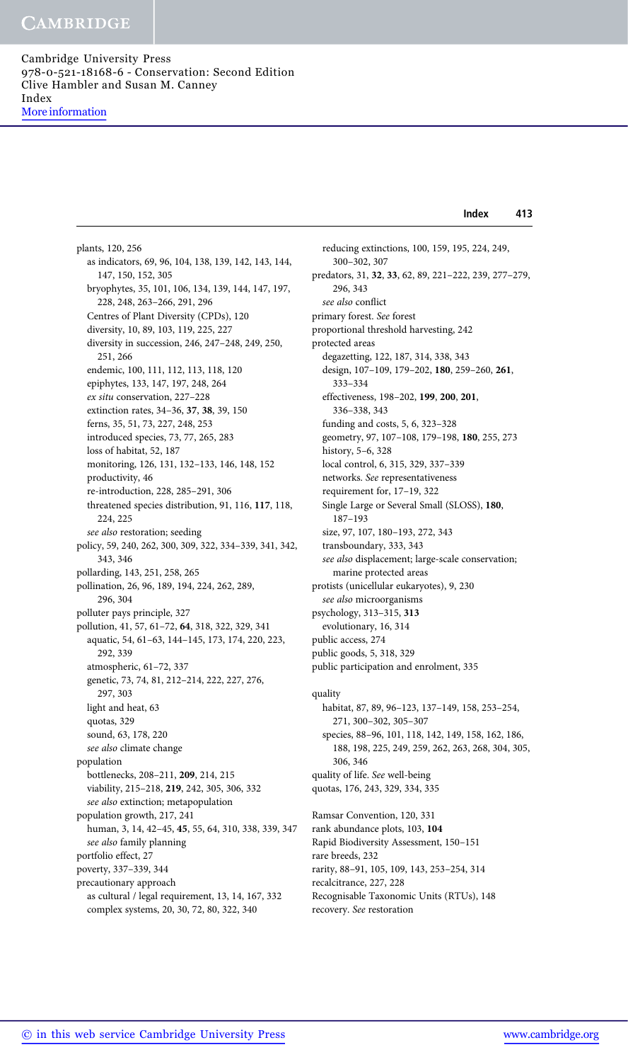plants, 120, 256
  as indicators, 69, 96, 104, 138, 139, 142, 143, 144, 147, 150, 152, 305
  bryophytes, 35, 101, 106, 134, 139, 144, 147, 197, 228, 248, 263–266, 291, 296
  Centres of Plant Diversity (CPDs), 120
  diversity, 10, 89, 103, 119, 225, 227
  diversity in succession, 246, 247–248, 249, 250, 251, 266
  endemic, 100, 111, 112, 113, 118, 120
  epiphytes, 133, 147, 197, 248, 264
  *ex situ* conservation, 227–228
  extinction rates, 34–36, **37**, **38**, 39, 150
  ferns, 35, 51, 73, 227, 248, 253
  introduced species, 73, 77, 265, 283
  loss of habitat, 52, 187
  monitoring, 126, 131, 132–133, 146, 148, 152
  productivity, 46
  re-introduction, 228, 285–291, 306
  threatened species distribution, 91, 116, **117**, 118, 224, 225
  *see also* restoration; seeding
policy, 59, 240, 262, 300, 309, 322, 334–339, 341, 342, 343, 346
pollarding, 143, 251, 258, 265
pollination, 26, 96, 189, 194, 224, 262, 289, 296, 304
polluter pays principle, 327
pollution, 41, 57, 61–72, **64**, 318, 322, 329, 341
  aquatic, 54, 61–63, 144–145, 173, 174, 220, 223, 292, 339
  atmospheric, 61–72, 337
  genetic, 73, 74, 81, 212–214, 222, 227, 276, 297, 303
  light and heat, 63
  quotas, 329
  sound, 63, 178, 220
  *see also* climate change
population
  bottlenecks, 208–211, **209**, 214, 215
  viability, 215–218, **219**, 242, 305, 306, 332
  *see also* extinction; metapopulation
population growth, 217, 241
  human, 3, 14, 42–45, **45**, 55, 64, 310, 338, 339, 347
  *see also* family planning
portfolio effect, 27
poverty, 337–339, 344
precautionary approach
  as cultural / legal requirement, 13, 14, 167, 332
  complex systems, 20, 30, 72, 80, 322, 340
  reducing extinctions, 100, 159, 195, 224, 249, 300–302, 307
predators, 31, **32**, **33**, 62, 89, 221–222, 239, 277–279, 296, 343
  *see also* conflict
primary forest. *See* forest
proportional threshold harvesting, 242
protected areas
  degazetting, 122, 187, 314, 338, 343
  design, 107–109, 179–202, **180**, 259–260, **261**, 333–334
  effectiveness, 198–202, **199**, **200**, **201**, 336–338, 343
  funding and costs, 5, 6, 323–328
  geometry, 97, 107–108, 179–198, **180**, 255, 273
  history, 5–6, 328
  local control, 6, 315, 329, 337–339
  networks. *See* representativeness
  requirement for, 17–19, 322
  Single Large or Several Small (SLOSS), **180**, 187–193
  size, 97, 107, 180–193, 272, 343
  transboundary, 333, 343
  *see also* displacement; large-scale conservation; marine protected areas
protists (unicellular eukaryotes), 9, 230
  *see also* microorganisms
psychology, 313–315, **313**
  evolutionary, 16, 314
public access, 274
public goods, 5, 318, 329
public participation and enrolment, 335

quality
  habitat, 87, 89, 96–123, 137–149, 158, 253–254, 271, 300–302, 305–307
  species, 88–96, 101, 118, 142, 149, 158, 162, 186, 188, 198, 225, 249, 259, 262, 263, 268, 304, 305, 306, 346
quality of life. *See* well-being
quotas, 176, 243, 329, 334, 335

Ramsar Convention, 120, 331
rank abundance plots, 103, **104**
Rapid Biodiversity Assessment, 150–151
rare breeds, 232
rarity, 88–91, 105, 109, 143, 253–254, 314
recalcitrance, 227, 228
Recognisable Taxonomic Units (RTUs), 148
recovery. *See* restoration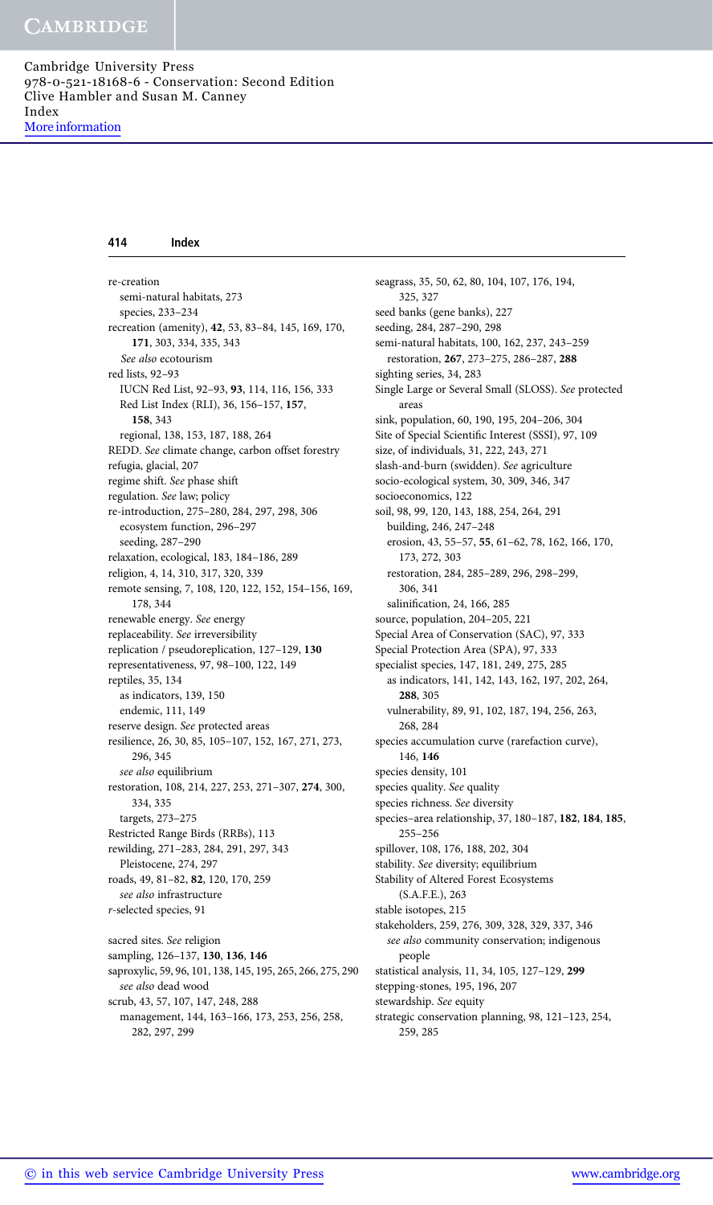re-creation
  semi-natural habitats, 273
  species, 233–234
recreation (amenity), **42**, 53, 83–84, 145, 169, 170, **171**, 303, 334, 335, 343
  *See also* ecotourism
red lists, 92–93
  IUCN Red List, 92–93, **93**, 114, 116, 156, 333
  Red List Index (RLI), 36, 156–157, **157**, **158**, 343
  regional, 138, 153, 187, 188, 264
REDD. *See* climate change, carbon offset forestry
refugia, glacial, 207
regime shift. *See* phase shift
regulation. *See* law; policy
re-introduction, 275–280, 284, 297, 298, 306
  ecosystem function, 296–297
  seeding, 287–290
relaxation, ecological, 183, 184–186, 289
religion, 4, 14, 310, 317, 320, 339
remote sensing, 7, 108, 120, 122, 152, 154–156, 169, 178, 344
renewable energy. *See* energy
replaceability. *See* irreversibility
replication / pseudoreplication, 127–129, **130**
representativeness, 97, 98–100, 122, 149
reptiles, 35, 134
  as indicators, 139, 150
  endemic, 111, 149
reserve design. *See* protected areas
resilience, 26, 30, 85, 105–107, 152, 167, 271, 273, 296, 345
  *see also* equilibrium
restoration, 108, 214, 227, 253, 271–307, **274**, 300, 334, 335
  targets, 273–275
Restricted Range Birds (RRBs), 113
rewilding, 271–283, 284, 291, 297, 343
  Pleistocene, 274, 297
roads, 49, 81–82, **82**, 120, 170, 259
  *see also* infrastructure
*r*-selected species, 91

sacred sites. *See* religion
sampling, 126–137, **130**, **136**, **146**
saproxylic, 59, 96, 101, 138, 145, 195, 265, 266, 275, 290
  *see also* dead wood
scrub, 43, 57, 107, 147, 248, 288
  management, 144, 163–166, 173, 253, 256, 258, 282, 297, 299
seagrass, 35, 50, 62, 80, 104, 107, 176, 194, 325, 327
seed banks (gene banks), 227
seeding, 284, 287–290, 298
semi-natural habitats, 100, 162, 237, 243–259
  restoration, **267**, 273–275, 286–287, **288**
sighting series, 34, 283
Single Large or Several Small (SLOSS). *See* protected areas
sink, population, 60, 190, 195, 204–206, 304
Site of Special Scientific Interest (SSSI), 97, 109
size, of individuals, 31, 222, 243, 271
slash-and-burn (swidden). *See* agriculture
socio-ecological system, 30, 309, 346, 347
socioeconomics, 122
soil, 98, 99, 120, 143, 188, 254, 264, 291
  building, 246, 247–248
  erosion, 43, 55–57, **55**, 61–62, 78, 162, 166, 170, 173, 272, 303
  restoration, 284, 285–289, 296, 298–299, 306, 341
  salinification, 24, 166, 285
source, population, 204–205, 221
Special Area of Conservation (SAC), 97, 333
Special Protection Area (SPA), 97, 333
specialist species, 147, 181, 249, 275, 285
  as indicators, 141, 142, 143, 162, 197, 202, 264, **288**, 305
  vulnerability, 89, 91, 102, 187, 194, 256, 263, 268, 284
species accumulation curve (rarefaction curve), 146, **146**
species density, 101
species quality. *See* quality
species richness. *See* diversity
species–area relationship, 37, 180–187, **182**, **184**, **185**, 255–256
spillover, 108, 176, 188, 202, 304
stability. *See* diversity; equilibrium
Stability of Altered Forest Ecosystems (S.A.F.E.), 263
stable isotopes, 215
stakeholders, 259, 276, 309, 328, 329, 337, 346
  *see also* community conservation; indigenous people
statistical analysis, 11, 34, 105, 127–129, **299**
stepping-stones, 195, 196, 207
stewardship. *See* equity
strategic conservation planning, 98, 121–123, 254, 259, 285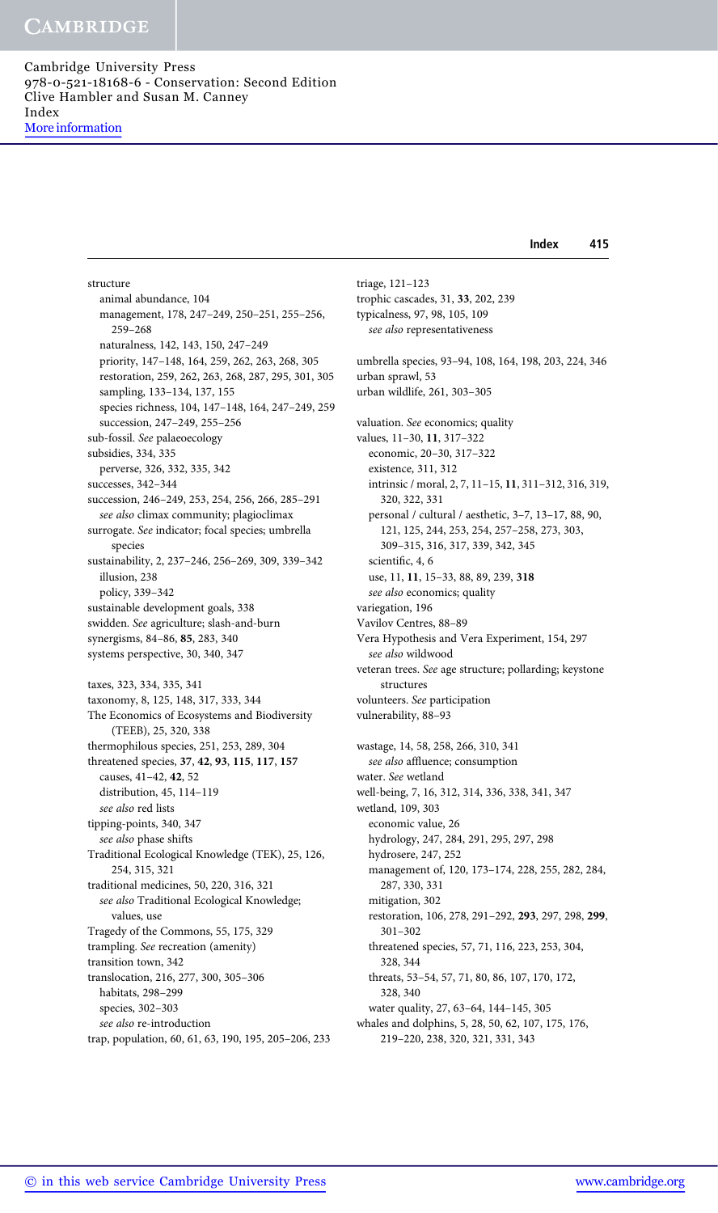structure
- animal abundance, 104
- management, 178, 247–249, 250–251, 255–256, 259–268
- naturalness, 142, 143, 150, 247–249
- priority, 147–148, 164, 259, 262, 263, 268, 305
- restoration, 259, 262, 263, 268, 287, 295, 301, 305
- sampling, 133–134, 137, 155
- species richness, 104, 147–148, 164, 247–249, 259
- succession, 247–249, 255–256

sub-fossil. *See* palaeoecology
subsidies, 334, 335
- perverse, 326, 332, 335, 342

successes, 342–344
succession, 246–249, 253, 254, 256, 266, 285–291
- *see also* climax community; plagioclimax

surrogate. *See* indicator; focal species; umbrella species
sustainability, 2, 237–246, 256–269, 309, 339–342
- illusion, 238
- policy, 339–342

sustainable development goals, 338
swidden. *See* agriculture; slash-and-burn
synergisms, 84–86, **85**, 283, 340
systems perspective, 30, 340, 347

taxes, 323, 334, 335, 341
taxonomy, 8, 125, 148, 317, 333, 344
The Economics of Ecosystems and Biodiversity (TEEB), 25, 320, 338
thermophilous species, 251, 253, 289, 304
threatened species, **37**, **42**, **93**, **115**, **117**, **157**
- causes, 41–42, **42**, 52
- distribution, 45, 114–119
- *see also* red lists

tipping-points, 340, 347
- *see also* phase shifts

Traditional Ecological Knowledge (TEK), 25, 126, 254, 315, 321
traditional medicines, 50, 220, 316, 321
- *see also* Traditional Ecological Knowledge; values, use

Tragedy of the Commons, 55, 175, 329
trampling. *See* recreation (amenity)
transition town, 342
translocation, 216, 277, 300, 305–306
- habitats, 298–299
- species, 302–303
- *see also* re-introduction

trap, population, 60, 61, 63, 190, 195, 205–206, 233
triage, 121–123
trophic cascades, 31, **33**, 202, 239
typicalness, 97, 98, 105, 109
- *see also* representativeness

umbrella species, 93–94, 108, 164, 198, 203, 224, 346
urban sprawl, 53
urban wildlife, 261, 303–305

valuation. *See* economics; quality
values, 11–30, **11**, 317–322
- economic, 20–30, 317–322
- existence, 311, 312
- intrinsic / moral, 2, 7, 11–15, **11**, 311–312, 316, 319, 320, 322, 331
- personal / cultural / aesthetic, 3–7, 13–17, 88, 90, 121, 125, 244, 253, 254, 257–258, 273, 303, 309–315, 316, 317, 339, 342, 345
- scientific, 4, 6
- use, 11, **11**, 15–33, 88, 89, 239, **318**
- *see also* economics; quality

variegation, 196
Vavilov Centres, 88–89
Vera Hypothesis and Vera Experiment, 154, 297
- *see also* wildwood

veteran trees. *See* age structure; pollarding; keystone structures
volunteers. *See* participation
vulnerability, 88–93

wastage, 14, 58, 258, 266, 310, 341
- *see also* affluence; consumption

water. *See* wetland
well-being, 7, 16, 312, 314, 336, 338, 341, 347
wetland, 109, 303
- economic value, 26
- hydrology, 247, 284, 291, 295, 297, 298
- hydrosere, 247, 252
- management of, 120, 173–174, 228, 255, 282, 284, 287, 330, 331
- mitigation, 302
- restoration, 106, 278, 291–292, **293**, 297, 298, **299**, 301–302
- threatened species, 57, 71, 116, 223, 253, 304, 328, 344
- threats, 53–54, 57, 71, 80, 86, 107, 170, 172, 328, 340
- water quality, 27, 63–64, 144–145, 305

whales and dolphins, 5, 28, 50, 62, 107, 175, 176, 219–220, 238, 320, 321, 331, 343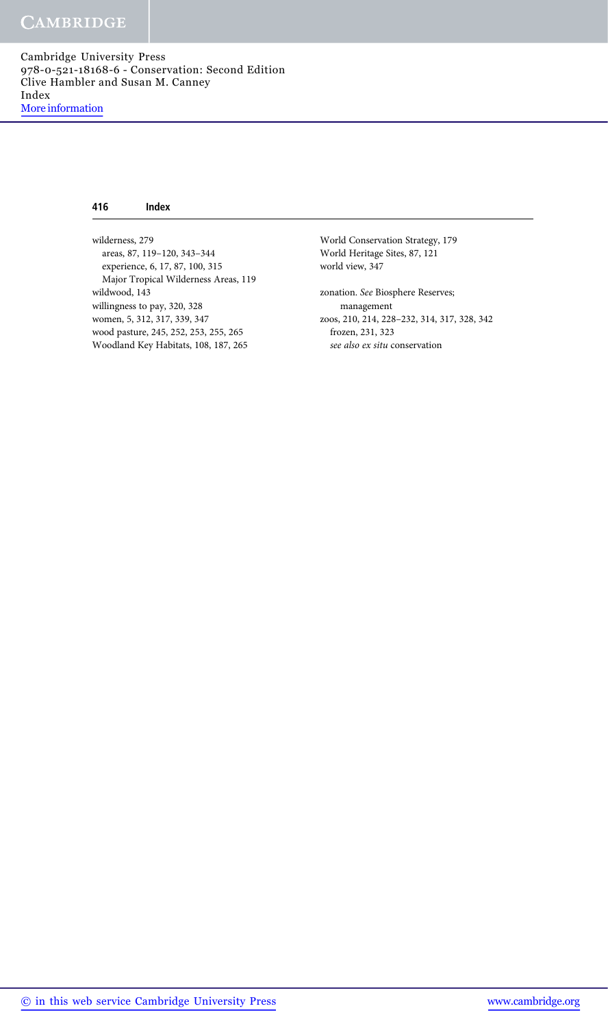wilderness, 279
  areas, 87, 119–120, 343–344
  experience, 6, 17, 87, 100, 315
  Major Tropical Wilderness Areas, 119
wildwood, 143
willingness to pay, 320, 328
women, 5, 312, 317, 339, 347
wood pasture, 245, 252, 253, 255, 265
Woodland Key Habitats, 108, 187, 265
World Conservation Strategy, 179
World Heritage Sites, 87, 121
world view, 347

zonation. *See* Biosphere Reserves; management
zoos, 210, 214, 228–232, 314, 317, 328, 342
  frozen, 231, 323
  *see also ex situ* conservation